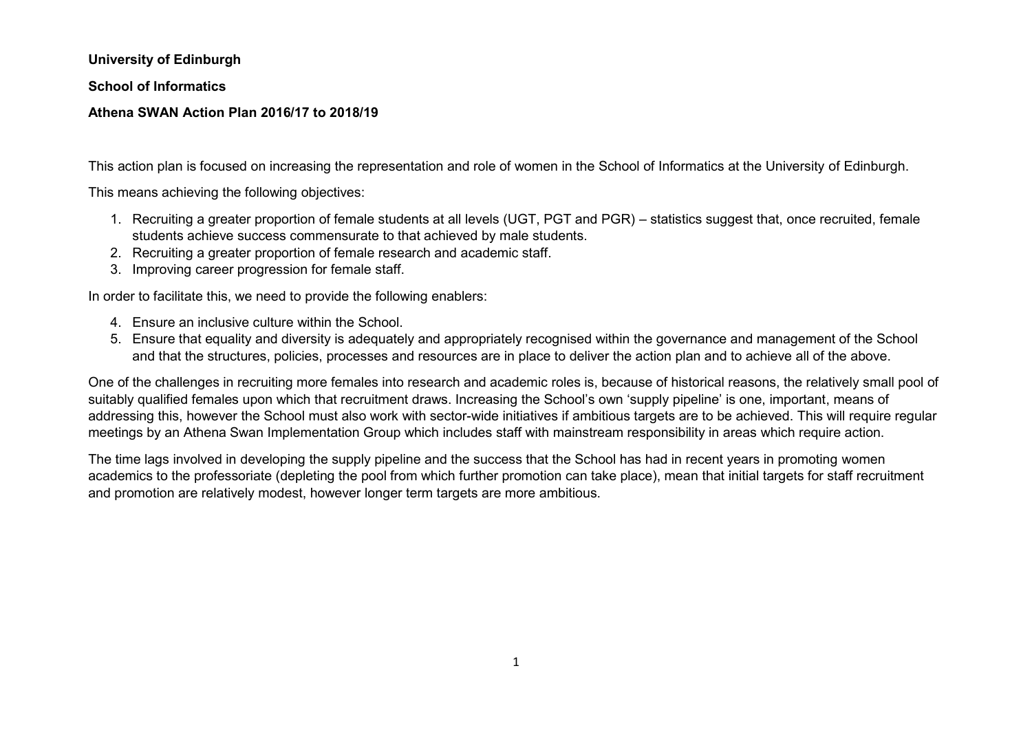**University of Edinburgh**

**School of Informatics**

**Athena SWAN Action Plan 2016/17 to 2018/19**

This action plan is focused on increasing the representation and role of women in the School of Informatics at the University of Edinburgh.

This means achieving the following objectives:

1. Recruiting a greater proportion of female students at all levels (UGT, PGT and PGR) – statistics suggest that, once recruited, female students achieve success commensurate to that achieved by male students.
2. Recruiting a greater proportion of female research and academic staff.
3. Improving career progression for female staff.

In order to facilitate this, we need to provide the following enablers:

4. Ensure an inclusive culture within the School.
5. Ensure that equality and diversity is adequately and appropriately recognised within the governance and management of the School and that the structures, policies, processes and resources are in place to deliver the action plan and to achieve all of the above.

One of the challenges in recruiting more females into research and academic roles is, because of historical reasons, the relatively small pool of suitably qualified females upon which that recruitment draws. Increasing the School's own 'supply pipeline' is one, important, means of addressing this, however the School must also work with sector-wide initiatives if ambitious targets are to be achieved. This will require regular meetings by an Athena Swan Implementation Group which includes staff with mainstream responsibility in areas which require action.

The time lags involved in developing the supply pipeline and the success that the School has had in recent years in promoting women academics to the professoriate (depleting the pool from which further promotion can take place), mean that initial targets for staff recruitment and promotion are relatively modest, however longer term targets are more ambitious.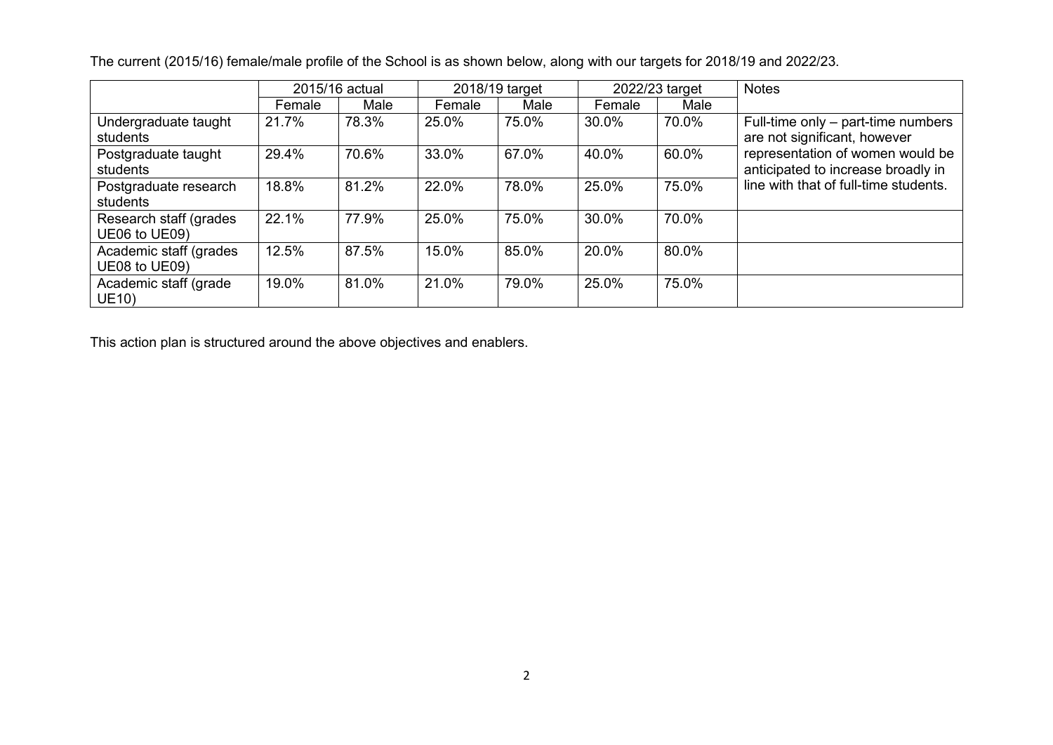The current (2015/16) female/male profile of the School is as shown below, along with our targets for 2018/19 and 2022/23.

| | 2015/16 actual | | 2018/19 target | | 2022/23 target | | Notes |
|---|---|---|---|---|---|---|---|
| | Female | Male | Female | Male | Female | Male | |
| Undergraduate taught students | 21.7% | 78.3% | 25.0% | 75.0% | 30.0% | 70.0% | Full-time only – part-time numbers are not significant, however representation of women would be anticipated to increase broadly in line with that of full-time students. |
| Postgraduate taught students | 29.4% | 70.6% | 33.0% | 67.0% | 40.0% | 60.0% | |
| Postgraduate research students | 18.8% | 81.2% | 22.0% | 78.0% | 25.0% | 75.0% | |
| Research staff (grades UE06 to UE09) | 22.1% | 77.9% | 25.0% | 75.0% | 30.0% | 70.0% | |
| Academic staff (grades UE08 to UE09) | 12.5% | 87.5% | 15.0% | 85.0% | 20.0% | 80.0% | |
| Academic staff (grade UE10) | 19.0% | 81.0% | 21.0% | 79.0% | 25.0% | 75.0% | |

This action plan is structured around the above objectives and enablers.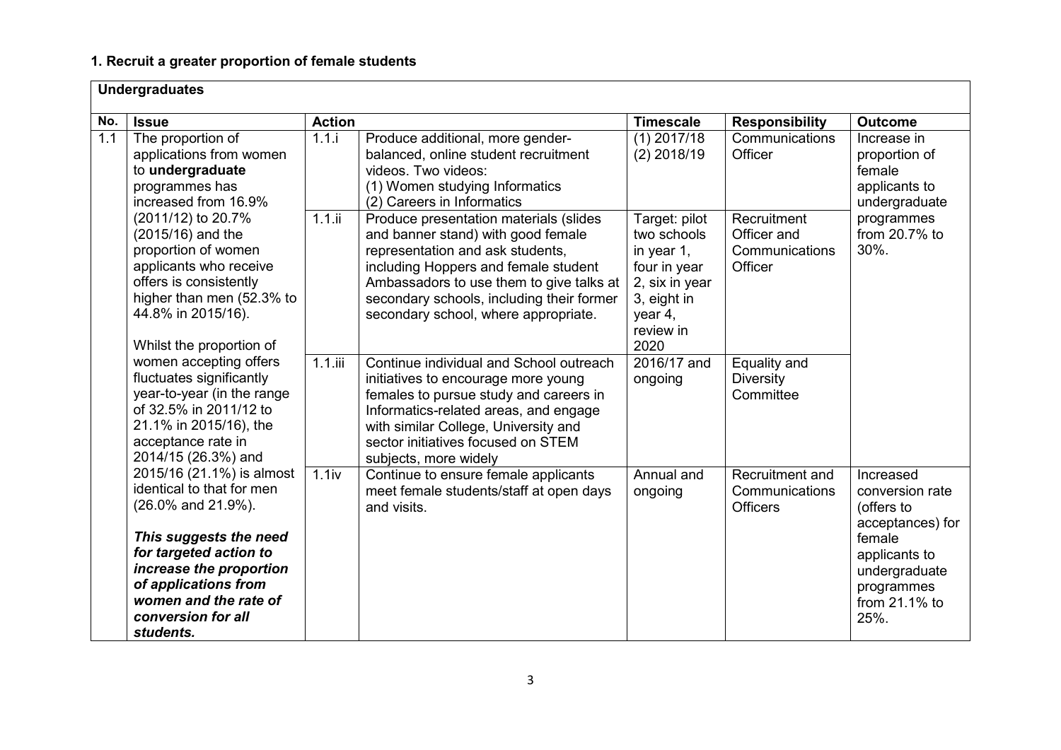## 1. Recruit a greater proportion of female students

| Undergraduates | | | | | | |
|---|---|---|---|---|---|---|
| **No.** | **Issue** | **Action** | | **Timescale** | **Responsibility** | **Outcome** |
| 1.1 | The proportion of applications from women to **undergraduate** programmes has increased from 16.9% (2011/12) to 20.7% (2015/16) and the proportion of women applicants who receive offers is consistently higher than men (52.3% to 44.8% in 2015/16).<br><br>Whilst the proportion of women accepting offers fluctuates significantly year-to-year (in the range of 32.5% in 2011/12 to 21.1% in 2015/16), the acceptance rate in 2014/15 (26.3%) and 2015/16 (21.1%) is almost identical to that for men (26.0% and 21.9%).<br><br>***This suggests the need for targeted action to increase the proportion of applications from women and the rate of conversion for all students.*** | 1.1.i | Produce additional, more gender-balanced, online student recruitment videos. Two videos:<br>(1) Women studying Informatics<br>(2) Careers in Informatics | (1) 2017/18<br>(2) 2018/19 | Communications Officer | Increase in proportion of female applicants to undergraduate programmes from 20.7% to 30%. |
| | | 1.1.ii | Produce presentation materials (slides and banner stand) with good female representation and ask students, including Hoppers and female student Ambassadors to use them to give talks at secondary schools, including their former secondary school, where appropriate. | Target: pilot two schools in year 1, four in year 2, six in year 3, eight in year 4, review in 2020 | Recruitment Officer and Communications Officer | |
| | | 1.1.iii | Continue individual and School outreach initiatives to encourage more young females to pursue study and careers in Informatics-related areas, and engage with similar College, University and sector initiatives focused on STEM subjects, more widely | 2016/17 and ongoing | Equality and Diversity Committee | |
| | | 1.1iv | Continue to ensure female applicants meet female students/staff at open days and visits. | Annual and ongoing | Recruitment and Communications Officers | Increased conversion rate (offers to acceptances) for female applicants to undergraduate programmes from 21.1% to 25%. |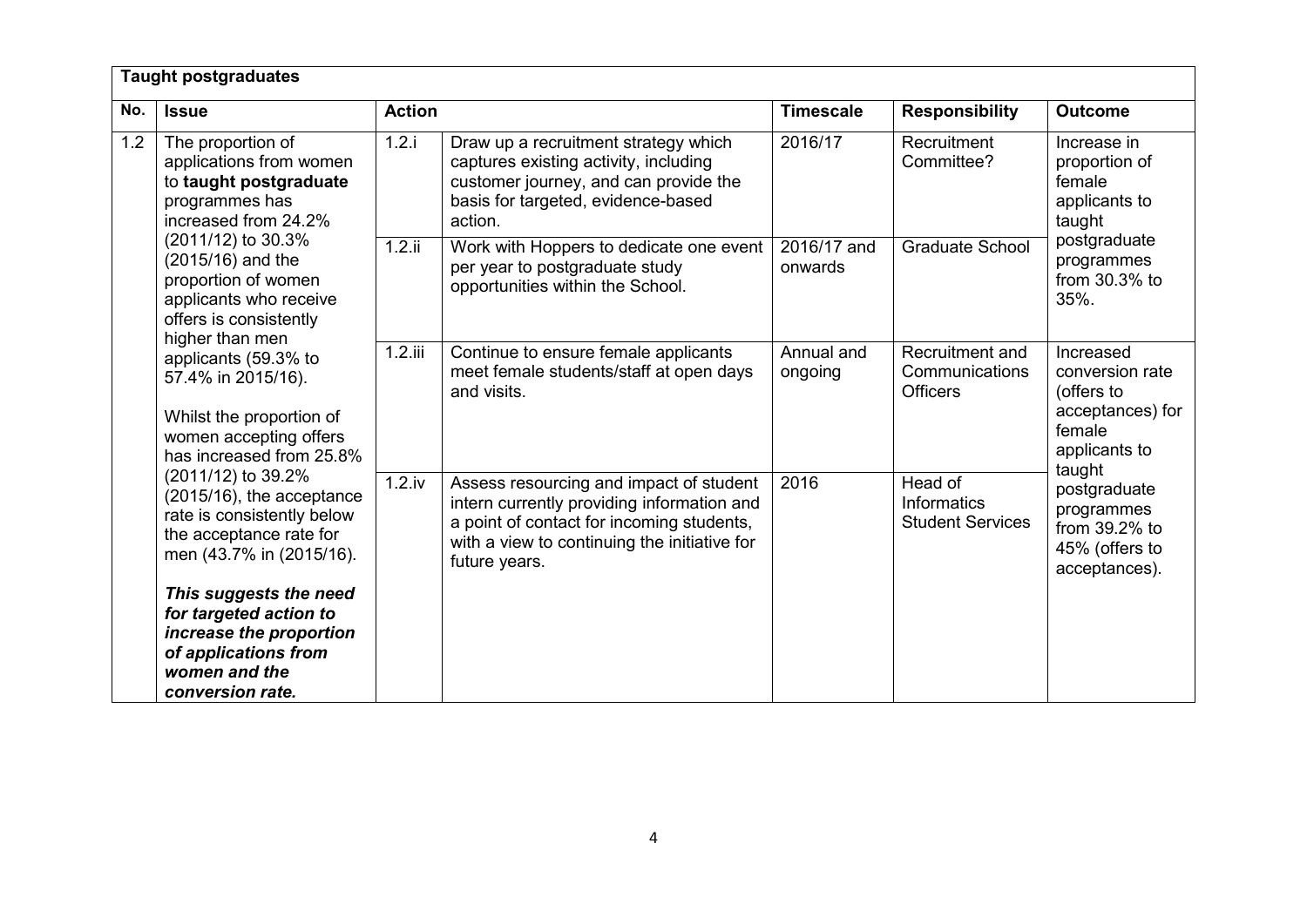| **Taught postgraduates** | | | | | | |
|---|---|---|---|---|---|---|
| **No.** | **Issue** | **Action** | | **Timescale** | **Responsibility** | **Outcome** |
| 1.2 | The proportion of applications from women to **taught postgraduate** programmes has increased from 24.2% (2011/12) to 30.3% (2015/16) and the proportion of women applicants who receive offers is consistently higher than men applicants (59.3% to 57.4% in 2015/16).<br><br>Whilst the proportion of women accepting offers has increased from 25.8% (2011/12) to 39.2% (2015/16), the acceptance rate is consistently below the acceptance rate for men (43.7% in (2015/16).<br><br>***This suggests the need for targeted action to increase the proportion of applications from women and the conversion rate.*** | 1.2.i | Draw up a recruitment strategy which captures existing activity, including customer journey, and can provide the basis for targeted, evidence-based action. | 2016/17 | Recruitment Committee? | Increase in proportion of female applicants to taught postgraduate programmes from 30.3% to 35%. |
| | | 1.2.ii | Work with Hoppers to dedicate one event per year to postgraduate study opportunities within the School. | 2016/17 and onwards | Graduate School | |
| | | 1.2.iii | Continue to ensure female applicants meet female students/staff at open days and visits. | Annual and ongoing | Recruitment and Communications Officers | Increased conversion rate (offers to acceptances) for female applicants to taught postgraduate programmes from 39.2% to 45% (offers to acceptances). |
| | | 1.2.iv | Assess resourcing and impact of student intern currently providing information and a point of contact for incoming students, with a view to continuing the initiative for future years. | 2016 | Head of Informatics Student Services | |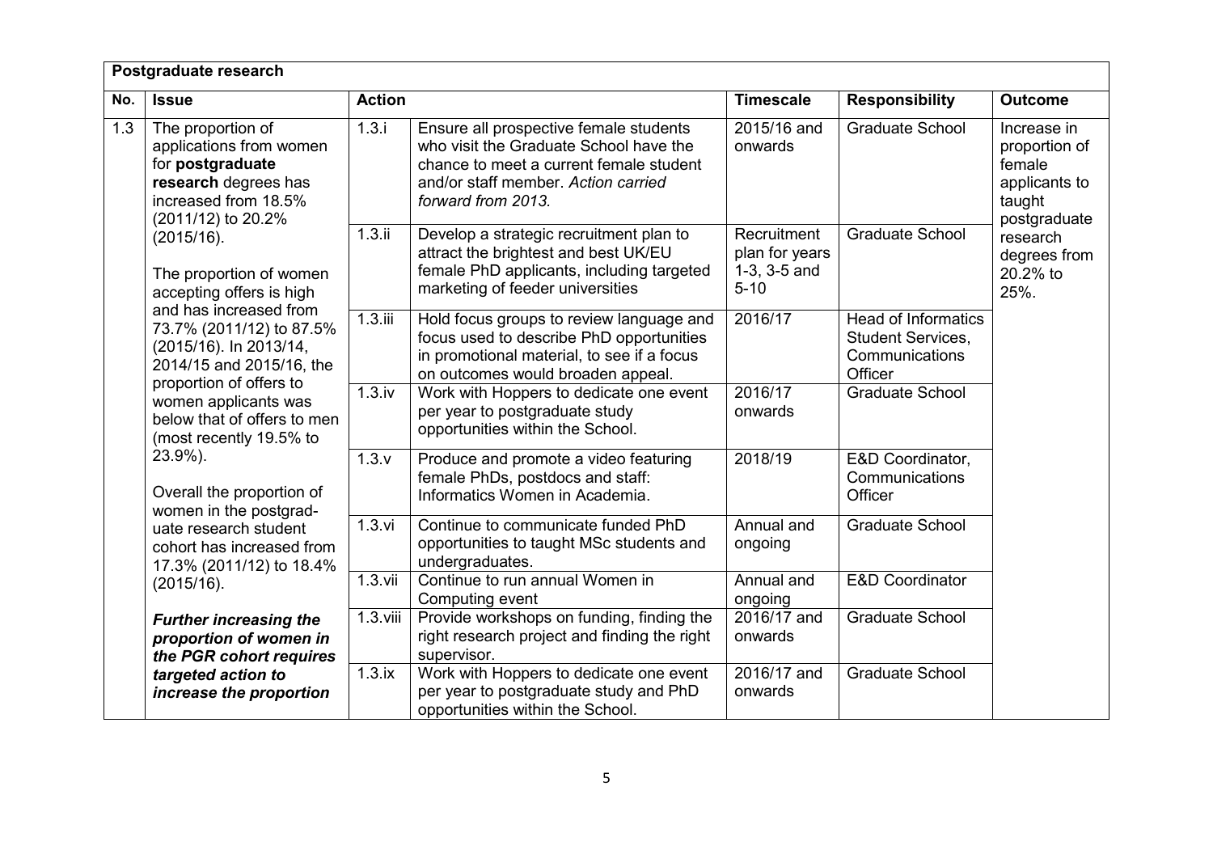| **Postgraduate research** | | | | | | |
|---|---|---|---|---|---|---|
| **No.** | **Issue** | **Action** | | **Timescale** | **Responsibility** | **Outcome** |
| 1.3 | The proportion of applications from women for **postgraduate research** degrees has increased from 18.5% (2011/12) to 20.2% (2015/16).<br><br>The proportion of women accepting offers is high and has increased from 73.7% (2011/12) to 87.5% (2015/16). In 2013/14, 2014/15 and 2015/16, the proportion of offers to women applicants was below that of offers to men (most recently 19.5% to 23.9%).<br><br>Overall the proportion of women in the postgrad-uate research student cohort has increased from 17.3% (2011/12) to 18.4% (2015/16).<br><br>***Further increasing the proportion of women in the PGR cohort requires targeted action to increase the proportion*** | 1.3.i | Ensure all prospective female students who visit the Graduate School have the chance to meet a current female student and/or staff member. *Action carried forward from 2013.* | 2015/16 and onwards | Graduate School | Increase in proportion of female applicants to taught postgraduate research degrees from 20.2% to 25%. |
| | | 1.3.ii | Develop a strategic recruitment plan to attract the brightest and best UK/EU female PhD applicants, including targeted marketing of feeder universities | Recruitment plan for years 1-3, 3-5 and 5-10 | Graduate School | |
| | | 1.3.iii | Hold focus groups to review language and focus used to describe PhD opportunities in promotional material, to see if a focus on outcomes would broaden appeal. | 2016/17 | Head of Informatics Student Services, Communications Officer | |
| | | 1.3.iv | Work with Hoppers to dedicate one event per year to postgraduate study opportunities within the School. | 2016/17 onwards | Graduate School | |
| | | 1.3.v | Produce and promote a video featuring female PhDs, postdocs and staff: Informatics Women in Academia. | 2018/19 | E&D Coordinator, Communications Officer | |
| | | 1.3.vi | Continue to communicate funded PhD opportunities to taught MSc students and undergraduates. | Annual and ongoing | Graduate School | |
| | | 1.3.vii | Continue to run annual Women in Computing event | Annual and ongoing | E&D Coordinator | |
| | | 1.3.viii | Provide workshops on funding, finding the right research project and finding the right supervisor. | 2016/17 and onwards | Graduate School | |
| | | 1.3.ix | Work with Hoppers to dedicate one event per year to postgraduate study and PhD opportunities within the School. | 2016/17 and onwards | Graduate School | |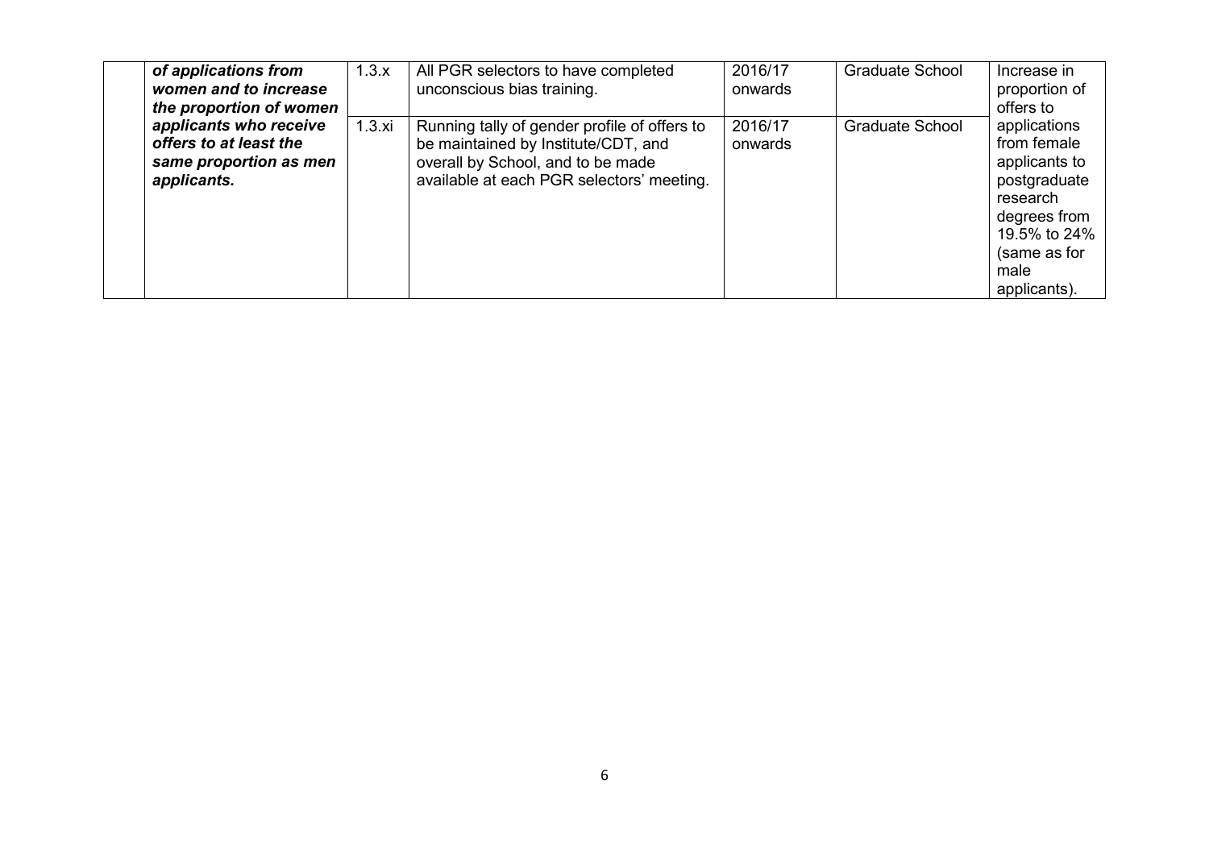| | | | | | | |
|---|---|---|---|---|---|---|
| | ***of applications from women and to increase the proportion of women applicants who receive offers to at least the same proportion as men applicants.*** | 1.3.x | All PGR selectors to have completed unconscious bias training. | 2016/17 onwards | Graduate School | Increase in proportion of offers to applications from female applicants to postgraduate research degrees from 19.5% to 24% (same as for male applicants). |
| | | 1.3.xi | Running tally of gender profile of offers to be maintained by Institute/CDT, and overall by School, and to be made available at each PGR selectors' meeting. | 2016/17 onwards | Graduate School | |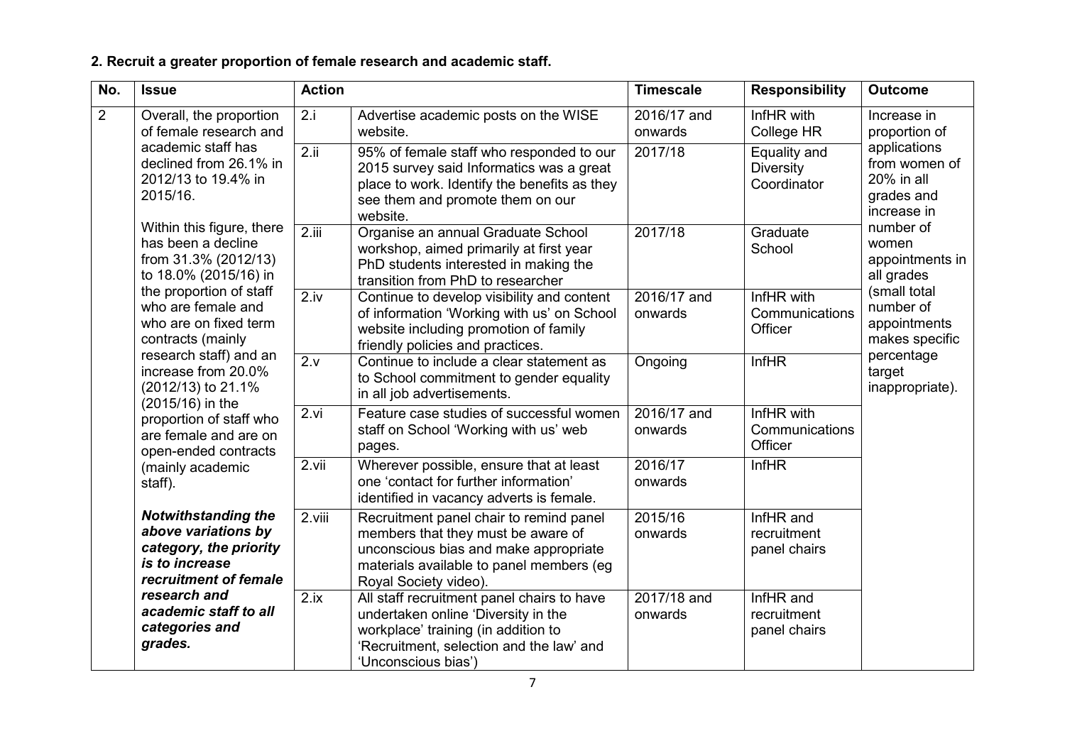**2. Recruit a greater proportion of female research and academic staff.**

| No. | Issue | Action | | Timescale | Responsibility | Outcome |
|---|---|---|---|---|---|---|
| 2 | Overall, the proportion of female research and academic staff has declined from 26.1% in 2012/13 to 19.4% in 2015/16.<br><br>Within this figure, there has been a decline from 31.3% (2012/13) to 18.0% (2015/16) in the proportion of staff who are female and who are on fixed term contracts (mainly research staff) and an increase from 20.0% (2012/13) to 21.1% (2015/16) in the proportion of staff who are female and are on open-ended contracts (mainly academic staff).<br><br>***Notwithstanding the above variations by category, the priority is to increase recruitment of female research and academic staff to all categories and grades.*** | 2.i | Advertise academic posts on the WISE website. | 2016/17 and onwards | InfHR with College HR | Increase in proportion of applications from women of 20% in all grades and increase in number of women appointments in all grades (small total number of appointments makes specific percentage target inappropriate). |
| | | 2.ii | 95% of female staff who responded to our 2015 survey said Informatics was a great place to work. Identify the benefits as they see them and promote them on our website. | 2017/18 | Equality and Diversity Coordinator | |
| | | 2.iii | Organise an annual Graduate School workshop, aimed primarily at first year PhD students interested in making the transition from PhD to researcher | 2017/18 | Graduate School | |
| | | 2.iv | Continue to develop visibility and content of information 'Working with us' on School website including promotion of family friendly policies and practices. | 2016/17 and onwards | InfHR with Communications Officer | |
| | | 2.v | Continue to include a clear statement as to School commitment to gender equality in all job advertisements. | Ongoing | InfHR | |
| | | 2.vi | Feature case studies of successful women staff on School 'Working with us' web pages. | 2016/17 and onwards | InfHR with Communications Officer | |
| | | 2.vii | Wherever possible, ensure that at least one 'contact for further information' identified in vacancy adverts is female. | 2016/17 onwards | InfHR | |
| | | 2.viii | Recruitment panel chair to remind panel members that they must be aware of unconscious bias and make appropriate materials available to panel members (eg Royal Society video). | 2015/16 onwards | InfHR and recruitment panel chairs | |
| | | 2.ix | All staff recruitment panel chairs to have undertaken online 'Diversity in the workplace' training (in addition to 'Recruitment, selection and the law' and 'Unconscious bias') | 2017/18 and onwards | InfHR and recruitment panel chairs | |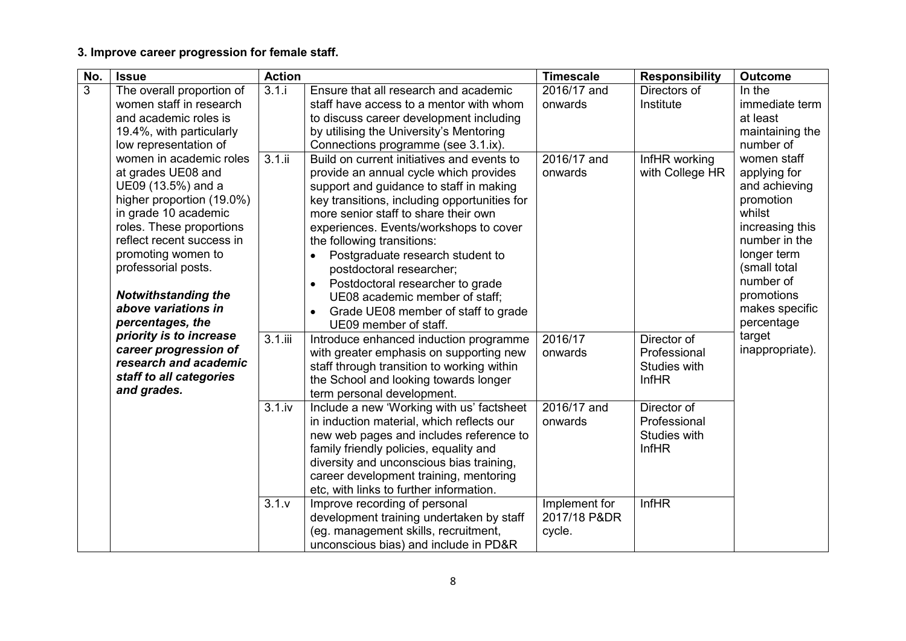**3. Improve career progression for female staff.**

| No. | Issue | Action | | Timescale | Responsibility | Outcome |
|---|---|---|---|---|---|---|
| 3 | The overall proportion of women staff in research and academic roles is 19.4%, with particularly low representation of women in academic roles at grades UE08 and UE09 (13.5%) and a higher proportion (19.0%) in grade 10 academic roles. These proportions reflect recent success in promoting women to professorial posts.<br><br>***Notwithstanding the above variations in percentages, the priority is to increase career progression of research and academic staff to all categories and grades.*** | 3.1.i | Ensure that all research and academic staff have access to a mentor with whom to discuss career development including by utilising the University's Mentoring Connections programme (see 3.1.ix). | 2016/17 and onwards | Directors of Institute | In the immediate term at least maintaining the number of women staff applying for and achieving promotion whilst increasing this number in the longer term (small total number of promotions makes specific percentage target inappropriate). |
| | | 3.1.ii | Build on current initiatives and events to provide an annual cycle which provides support and guidance to staff in making key transitions, including opportunities for more senior staff to share their own experiences. Events/workshops to cover the following transitions:<br>• Postgraduate research student to postdoctoral researcher;<br>• Postdoctoral researcher to grade UE08 academic member of staff;<br>• Grade UE08 member of staff to grade UE09 member of staff. | 2016/17 and onwards | InfHR working with College HR | |
| | | 3.1.iii | Introduce enhanced induction programme with greater emphasis on supporting new staff through transition to working within the School and looking towards longer term personal development. | 2016/17 onwards | Director of Professional Studies with InfHR | |
| | | 3.1.iv | Include a new 'Working with us' factsheet in induction material, which reflects our new web pages and includes reference to family friendly policies, equality and diversity and unconscious bias training, career development training, mentoring etc, with links to further information. | 2016/17 and onwards | Director of Professional Studies with InfHR | |
| | | 3.1.v | Improve recording of personal development training undertaken by staff (eg. management skills, recruitment, unconscious bias) and include in PD&R | Implement for 2017/18 P&DR cycle. | InfHR | |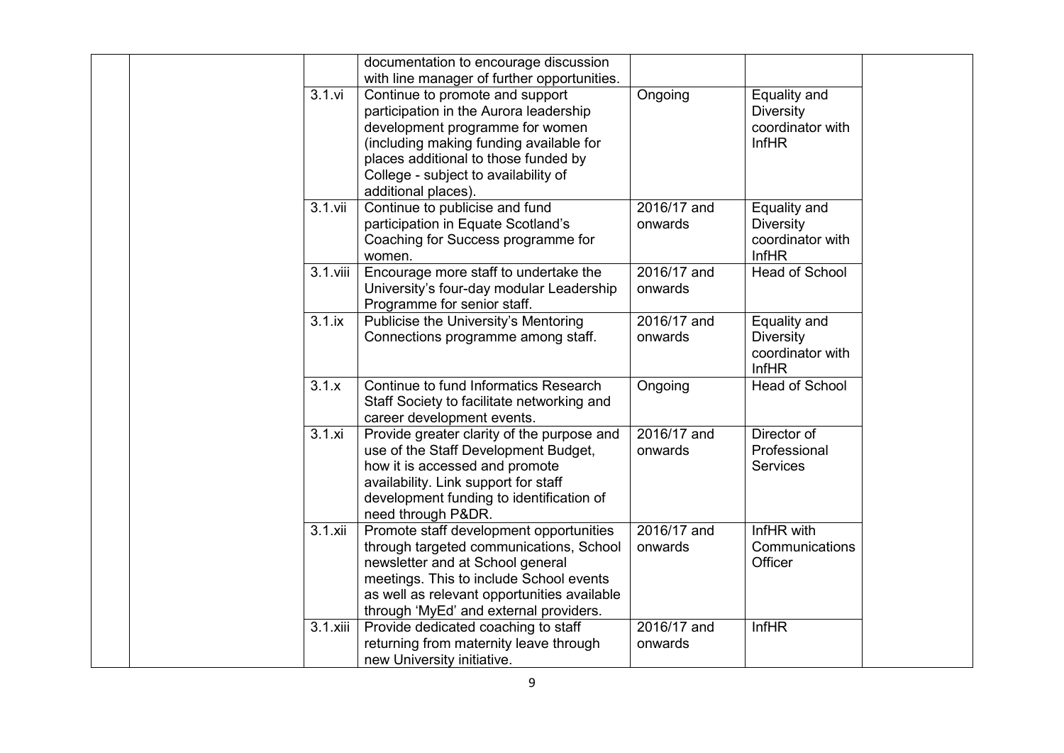| | | | | | | |
|---|---|---|---|---|---|---|
| | | | documentation to encourage discussion with line manager of further opportunities. | | | |
| | | 3.1.vi | Continue to promote and support participation in the Aurora leadership development programme for women (including making funding available for places additional to those funded by College - subject to availability of additional places). | Ongoing | Equality and Diversity coordinator with InfHR | |
| | | 3.1.vii | Continue to publicise and fund participation in Equate Scotland's Coaching for Success programme for women. | 2016/17 and onwards | Equality and Diversity coordinator with InfHR | |
| | | 3.1.viii | Encourage more staff to undertake the University's four-day modular Leadership Programme for senior staff. | 2016/17 and onwards | Head of School | |
| | | 3.1.ix | Publicise the University's Mentoring Connections programme among staff. | 2016/17 and onwards | Equality and Diversity coordinator with InfHR | |
| | | 3.1.x | Continue to fund Informatics Research Staff Society to facilitate networking and career development events. | Ongoing | Head of School | |
| | | 3.1.xi | Provide greater clarity of the purpose and use of the Staff Development Budget, how it is accessed and promote availability. Link support for staff development funding to identification of need through P&DR. | 2016/17 and onwards | Director of Professional Services | |
| | | 3.1.xii | Promote staff development opportunities through targeted communications, School newsletter and at School general meetings. This to include School events as well as relevant opportunities available through 'MyEd' and external providers. | 2016/17 and onwards | InfHR with Communications Officer | |
| | | 3.1.xiii | Provide dedicated coaching to staff returning from maternity leave through new University initiative. | 2016/17 and onwards | InfHR | |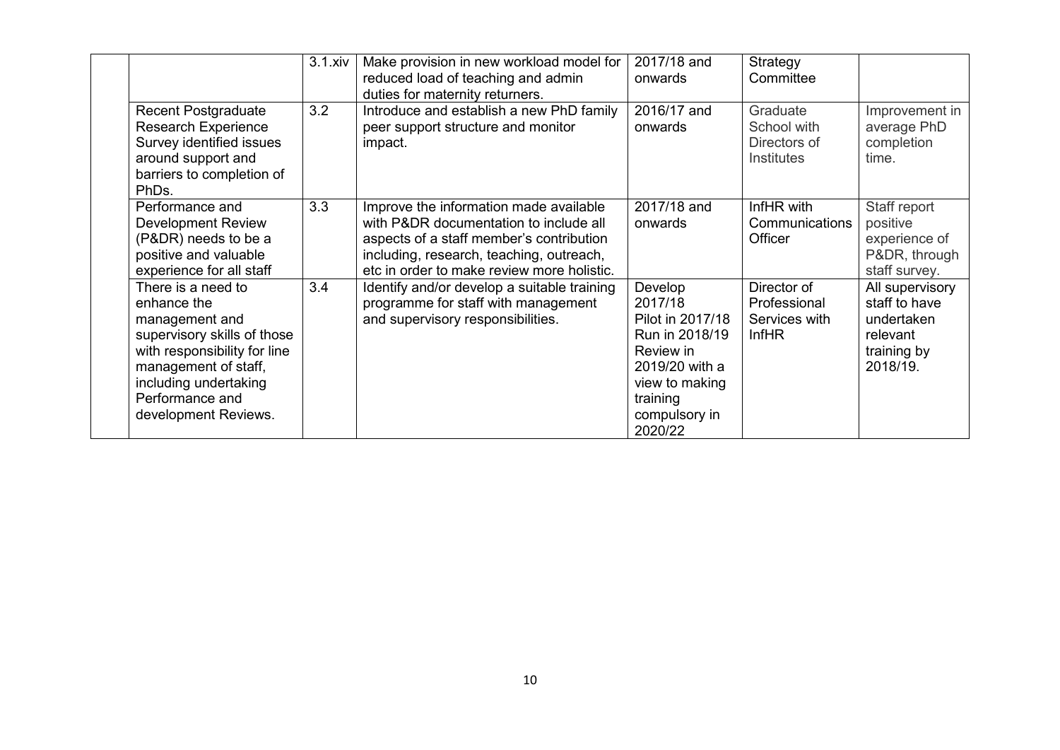| | | | | | | |
|---|---|---|---|---|---|---|
| | | 3.1.xiv | Make provision in new workload model for reduced load of teaching and admin duties for maternity returners. | 2017/18 and onwards | Strategy Committee | |
| | Recent Postgraduate Research Experience Survey identified issues around support and barriers to completion of PhDs. | 3.2 | Introduce and establish a new PhD family peer support structure and monitor impact. | 2016/17 and onwards | Graduate School with Directors of Institutes | Improvement in average PhD completion time. |
| | Performance and Development Review (P&DR) needs to be a positive and valuable experience for all staff | 3.3 | Improve the information made available with P&DR documentation to include all aspects of a staff member's contribution including, research, teaching, outreach, etc in order to make review more holistic. | 2017/18 and onwards | InfHR with Communications Officer | Staff report positive experience of P&DR, through staff survey. |
| | There is a need to enhance the management and supervisory skills of those with responsibility for line management of staff, including undertaking Performance and development Reviews. | 3.4 | Identify and/or develop a suitable training programme for staff with management and supervisory responsibilities. | Develop 2017/18 Pilot in 2017/18 Run in 2018/19 Review in 2019/20 with a view to making training compulsory in 2020/22 | Director of Professional Services with InfHR | All supervisory staff to have undertaken relevant training by 2018/19. |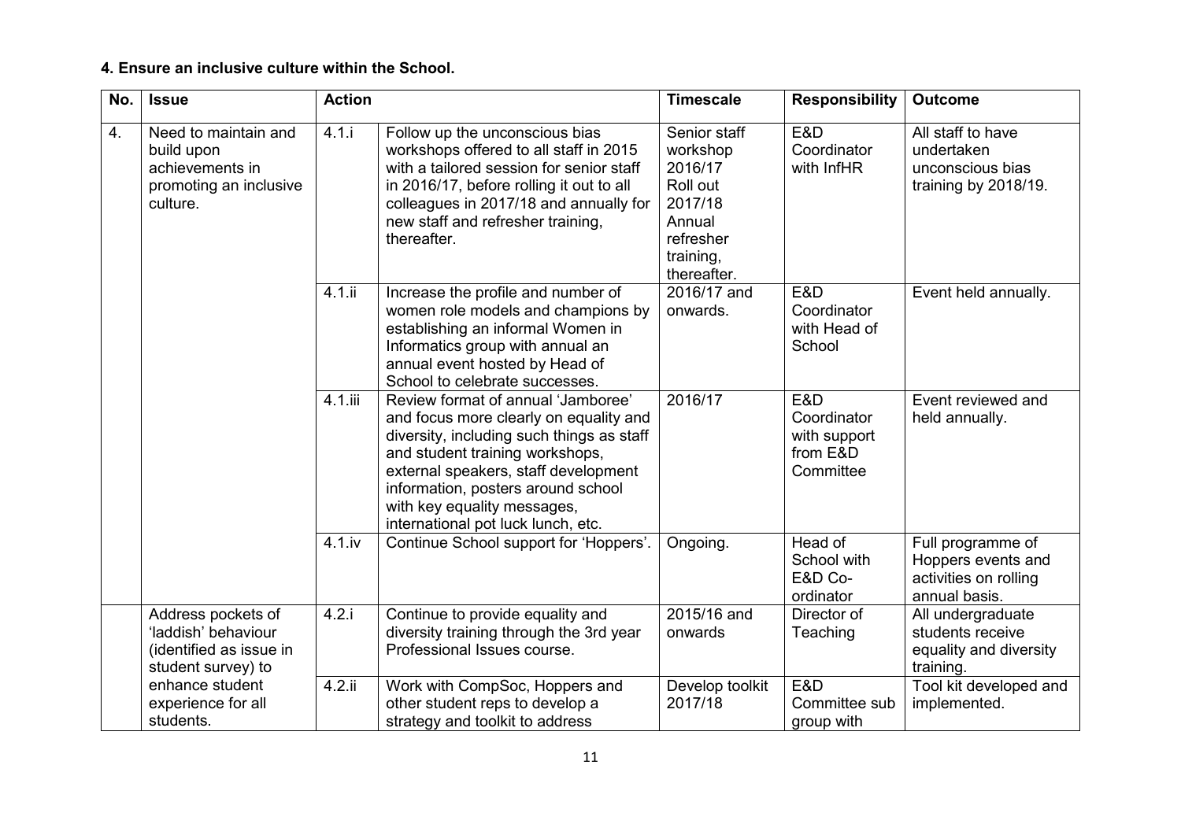**4. Ensure an inclusive culture within the School.**

| No. | Issue | Action | | Timescale | Responsibility | Outcome |
|---|---|---|---|---|---|---|
| 4. | Need to maintain and build upon achievements in promoting an inclusive culture. | 4.1.i | Follow up the unconscious bias workshops offered to all staff in 2015 with a tailored session for senior staff in 2016/17, before rolling it out to all colleagues in 2017/18 and annually for new staff and refresher training, thereafter. | Senior staff workshop 2016/17 Roll out 2017/18 Annual refresher training, thereafter. | E&D Coordinator with InfHR | All staff to have undertaken unconscious bias training by 2018/19. |
| | | 4.1.ii | Increase the profile and number of women role models and champions by establishing an informal Women in Informatics group with annual an annual event hosted by Head of School to celebrate successes. | 2016/17 and onwards. | E&D Coordinator with Head of School | Event held annually. |
| | | 4.1.iii | Review format of annual 'Jamboree' and focus more clearly on equality and diversity, including such things as staff and student training workshops, external speakers, staff development information, posters around school with key equality messages, international pot luck lunch, etc. | 2016/17 | E&D Coordinator with support from E&D Committee | Event reviewed and held annually. |
| | | 4.1.iv | Continue School support for 'Hoppers'. | Ongoing. | Head of School with E&D Co-ordinator | Full programme of Hoppers events and activities on rolling annual basis. |
| | Address pockets of 'laddish' behaviour (identified as issue in student survey) to enhance student experience for all students. | 4.2.i | Continue to provide equality and diversity training through the 3rd year Professional Issues course. | 2015/16 and onwards | Director of Teaching | All undergraduate students receive equality and diversity training. |
| | | 4.2.ii | Work with CompSoc, Hoppers and other student reps to develop a strategy and toolkit to address | Develop toolkit 2017/18 | E&D Committee sub group with | Tool kit developed and implemented. |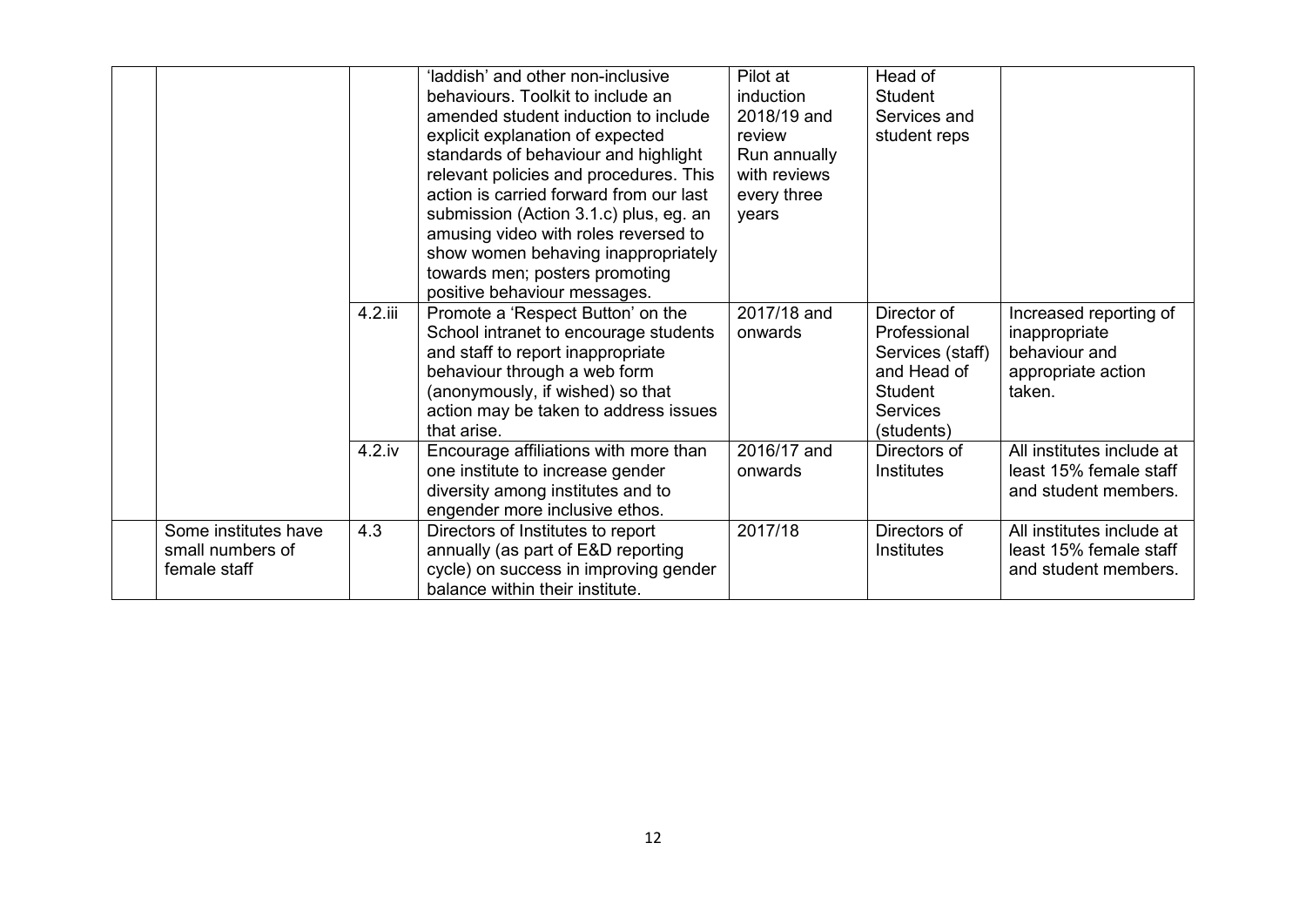| | | | | | | |
|---|---|---|---|---|---|---|
| | | | 'laddish' and other non-inclusive behaviours. Toolkit to include an amended student induction to include explicit explanation of expected standards of behaviour and highlight relevant policies and procedures. This action is carried forward from our last submission (Action 3.1.c) plus, eg. an amusing video with roles reversed to show women behaving inappropriately towards men; posters promoting positive behaviour messages. | Pilot at induction 2018/19 and review Run annually with reviews every three years | Head of Student Services and student reps | |
| | | 4.2.iii | Promote a 'Respect Button' on the School intranet to encourage students and staff to report inappropriate behaviour through a web form (anonymously, if wished) so that action may be taken to address issues that arise. | 2017/18 and onwards | Director of Professional Services (staff) and Head of Student Services (students) | Increased reporting of inappropriate behaviour and appropriate action taken. |
| | | 4.2.iv | Encourage affiliations with more than one institute to increase gender diversity among institutes and to engender more inclusive ethos. | 2016/17 and onwards | Directors of Institutes | All institutes include at least 15% female staff and student members. |
| | Some institutes have small numbers of female staff | 4.3 | Directors of Institutes to report annually (as part of E&D reporting cycle) on success in improving gender balance within their institute. | 2017/18 | Directors of Institutes | All institutes include at least 15% female staff and student members. |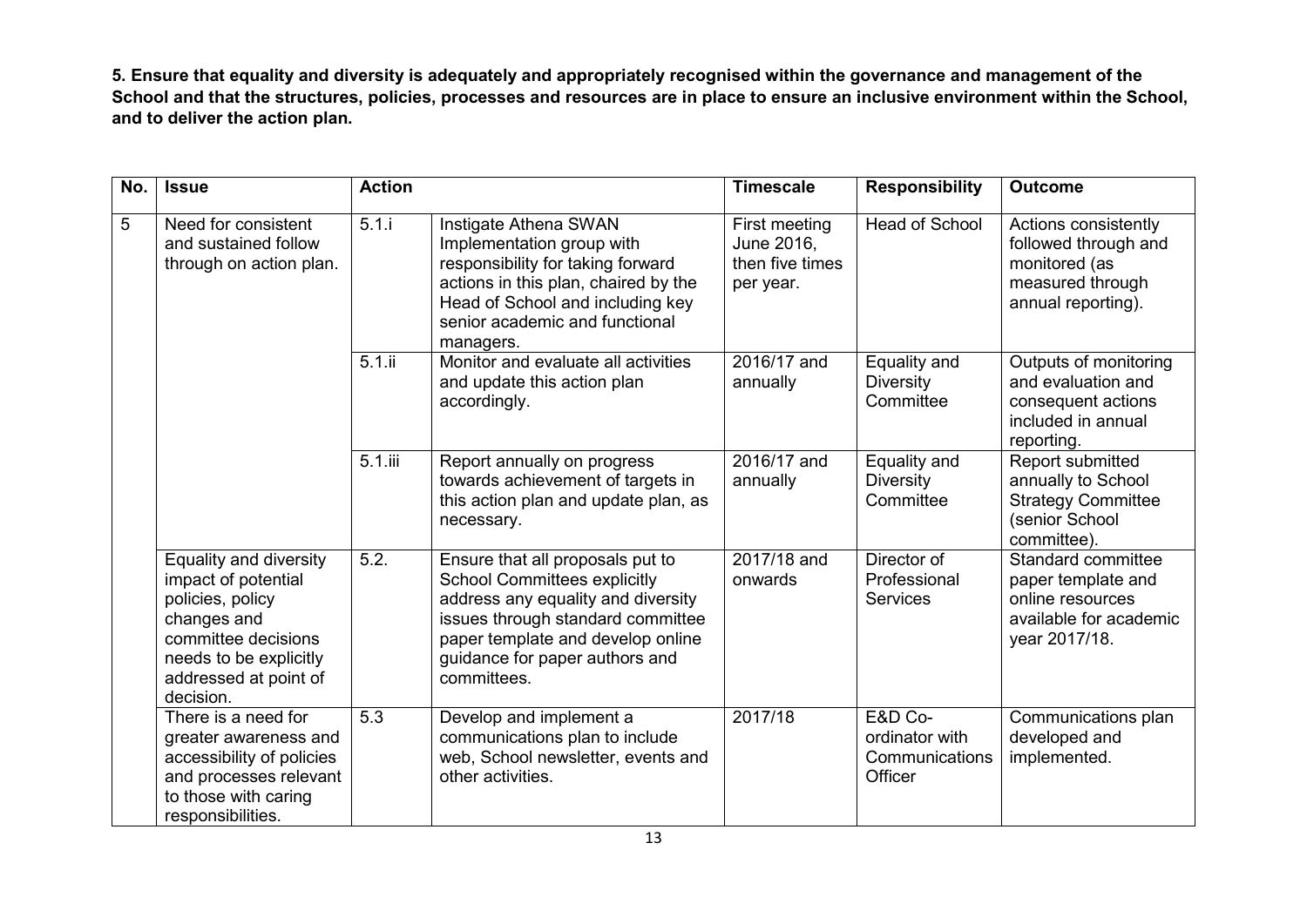**5. Ensure that equality and diversity is adequately and appropriately recognised within the governance and management of the School and that the structures, policies, processes and resources are in place to ensure an inclusive environment within the School, and to deliver the action plan.**

| No. | Issue | Action | | Timescale | Responsibility | Outcome |
|---|---|---|---|---|---|---|
| 5 | Need for consistent and sustained follow through on action plan. | 5.1.i | Instigate Athena SWAN Implementation group with responsibility for taking forward actions in this plan, chaired by the Head of School and including key senior academic and functional managers. | First meeting June 2016, then five times per year. | Head of School | Actions consistently followed through and monitored (as measured through annual reporting). |
| | | 5.1.ii | Monitor and evaluate all activities and update this action plan accordingly. | 2016/17 and annually | Equality and Diversity Committee | Outputs of monitoring and evaluation and consequent actions included in annual reporting. |
| | | 5.1.iii | Report annually on progress towards achievement of targets in this action plan and update plan, as necessary. | 2016/17 and annually | Equality and Diversity Committee | Report submitted annually to School Strategy Committee (senior School committee). |
| | Equality and diversity impact of potential policies, policy changes and committee decisions needs to be explicitly addressed at point of decision. | 5.2. | Ensure that all proposals put to School Committees explicitly address any equality and diversity issues through standard committee paper template and develop online guidance for paper authors and committees. | 2017/18 and onwards | Director of Professional Services | Standard committee paper template and online resources available for academic year 2017/18. |
| | There is a need for greater awareness and accessibility of policies and processes relevant to those with caring responsibilities. | 5.3 | Develop and implement a communications plan to include web, School newsletter, events and other activities. | 2017/18 | E&D Co-ordinator with Communications Officer | Communications plan developed and implemented. |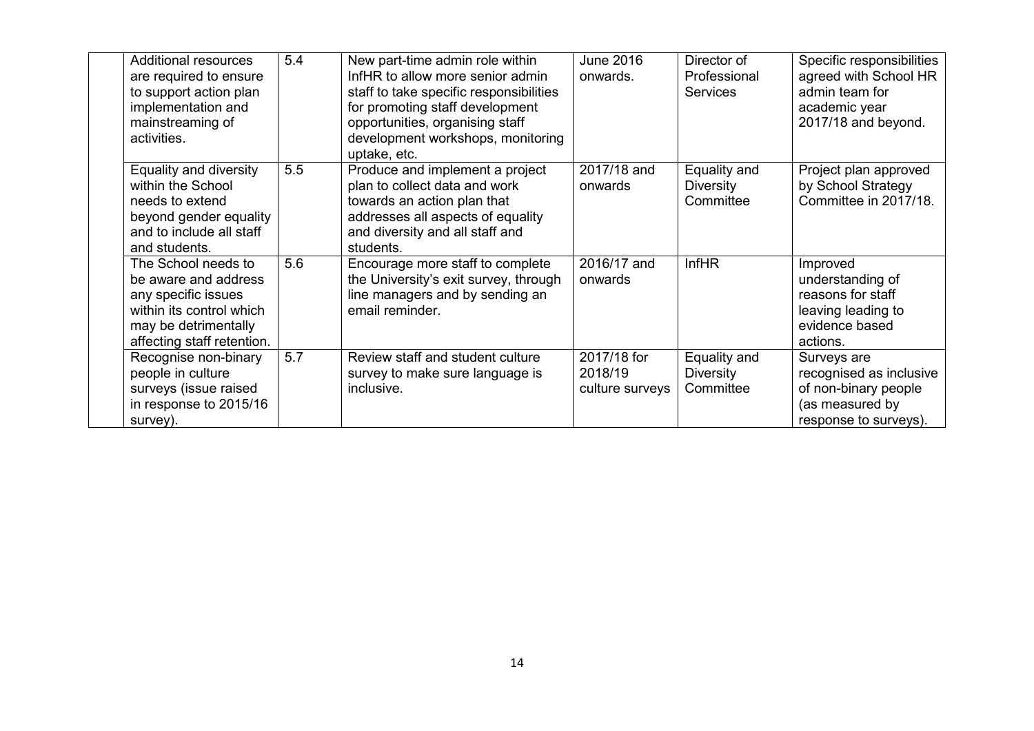| | | | | | | |
|---|---|---|---|---|---|---|
| | Additional resources are required to ensure to support action plan implementation and mainstreaming of activities. | 5.4 | New part-time admin role within InfHR to allow more senior admin staff to take specific responsibilities for promoting staff development opportunities, organising staff development workshops, monitoring uptake, etc. | June 2016 onwards. | Director of Professional Services | Specific responsibilities agreed with School HR admin team for academic year 2017/18 and beyond. |
| | Equality and diversity within the School needs to extend beyond gender equality and to include all staff and students. | 5.5 | Produce and implement a project plan to collect data and work towards an action plan that addresses all aspects of equality and diversity and all staff and students. | 2017/18 and onwards | Equality and Diversity Committee | Project plan approved by School Strategy Committee in 2017/18. |
| | The School needs to be aware and address any specific issues within its control which may be detrimentally affecting staff retention. | 5.6 | Encourage more staff to complete the University's exit survey, through line managers and by sending an email reminder. | 2016/17 and onwards | InfHR | Improved understanding of reasons for staff leaving leading to evidence based actions. |
| | Recognise non-binary people in culture surveys (issue raised in response to 2015/16 survey). | 5.7 | Review staff and student culture survey to make sure language is inclusive. | 2017/18 for 2018/19 culture surveys | Equality and Diversity Committee | Surveys are recognised as inclusive of non-binary people (as measured by response to surveys). |